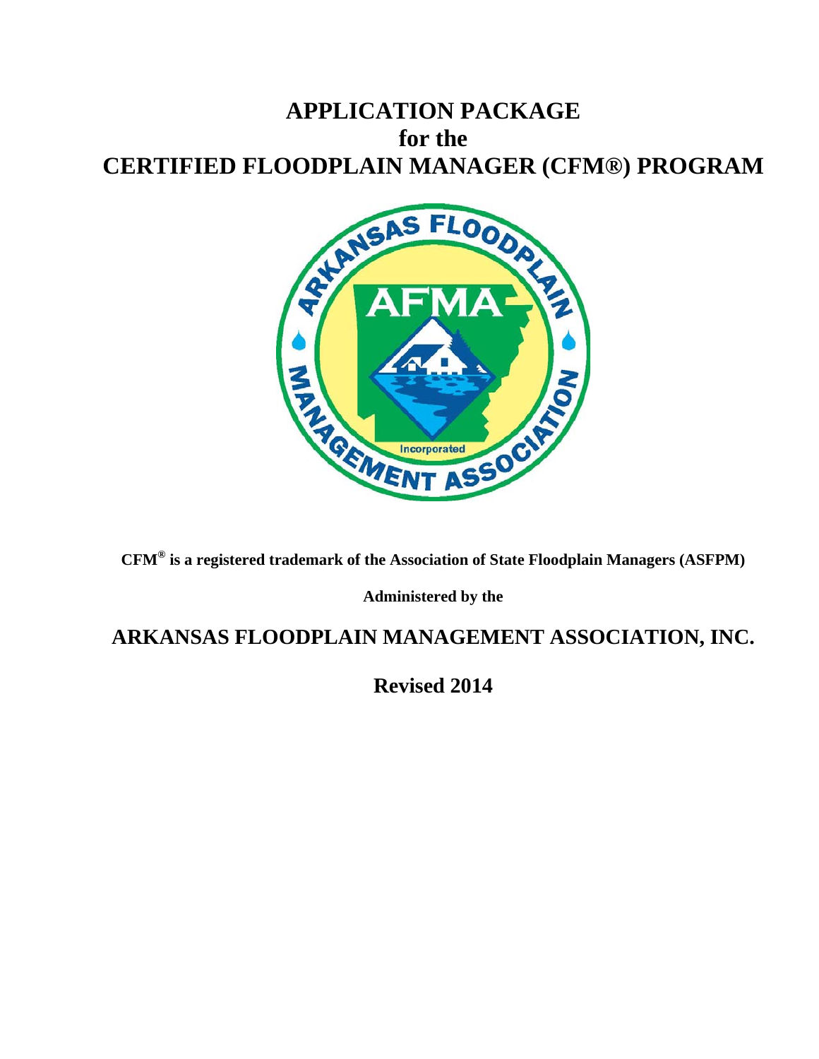# APPLICATION PACKAGE
# for the
# CERTIFIED FLOODPLAIN MANAGER (CFM®) PROGRAM

**CFM® is a registered trademark of the Association of State Floodplain Managers (ASFPM)**

**Administered by the**

## ARKANSAS FLOODPLAIN MANAGEMENT ASSOCIATION, INC.

## Revised 2014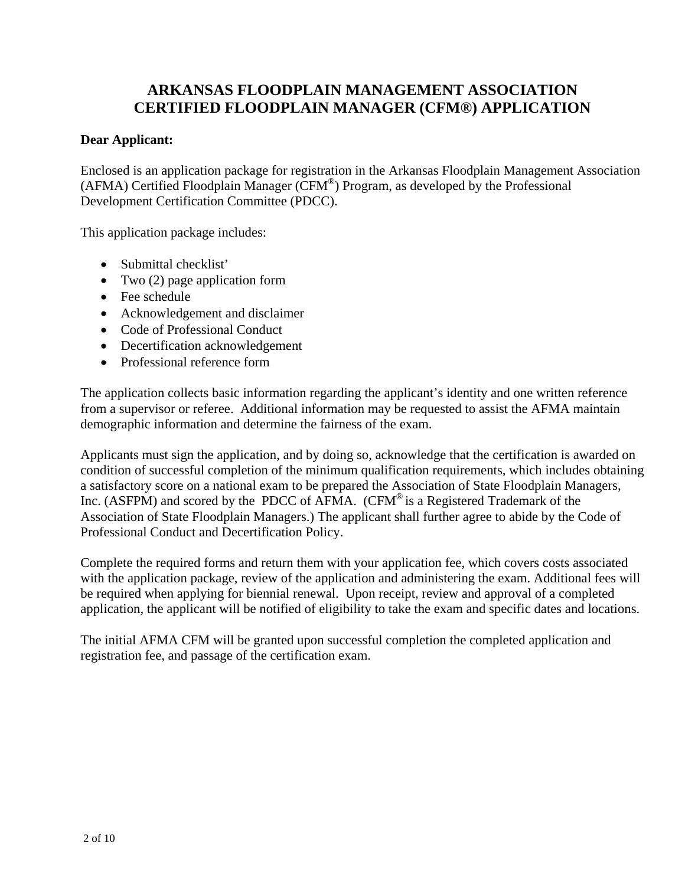# ARKANSAS FLOODPLAIN MANAGEMENT ASSOCIATION
# CERTIFIED FLOODPLAIN MANAGER (CFM®) APPLICATION

**Dear Applicant:**

Enclosed is an application package for registration in the Arkansas Floodplain Management Association (AFMA) Certified Floodplain Manager (CFM®) Program, as developed by the Professional Development Certification Committee (PDCC).

This application package includes:

- Submittal checklist'
- Two (2) page application form
- Fee schedule
- Acknowledgement and disclaimer
- Code of Professional Conduct
- Decertification acknowledgement
- Professional reference form

The application collects basic information regarding the applicant's identity and one written reference from a supervisor or referee. Additional information may be requested to assist the AFMA maintain demographic information and determine the fairness of the exam.

Applicants must sign the application, and by doing so, acknowledge that the certification is awarded on condition of successful completion of the minimum qualification requirements, which includes obtaining a satisfactory score on a national exam to be prepared the Association of State Floodplain Managers, Inc. (ASFPM) and scored by the PDCC of AFMA. (CFM® is a Registered Trademark of the Association of State Floodplain Managers.) The applicant shall further agree to abide by the Code of Professional Conduct and Decertification Policy.

Complete the required forms and return them with your application fee, which covers costs associated with the application package, review of the application and administering the exam. Additional fees will be required when applying for biennial renewal. Upon receipt, review and approval of a completed application, the applicant will be notified of eligibility to take the exam and specific dates and locations.

The initial AFMA CFM will be granted upon successful completion the completed application and registration fee, and passage of the certification exam.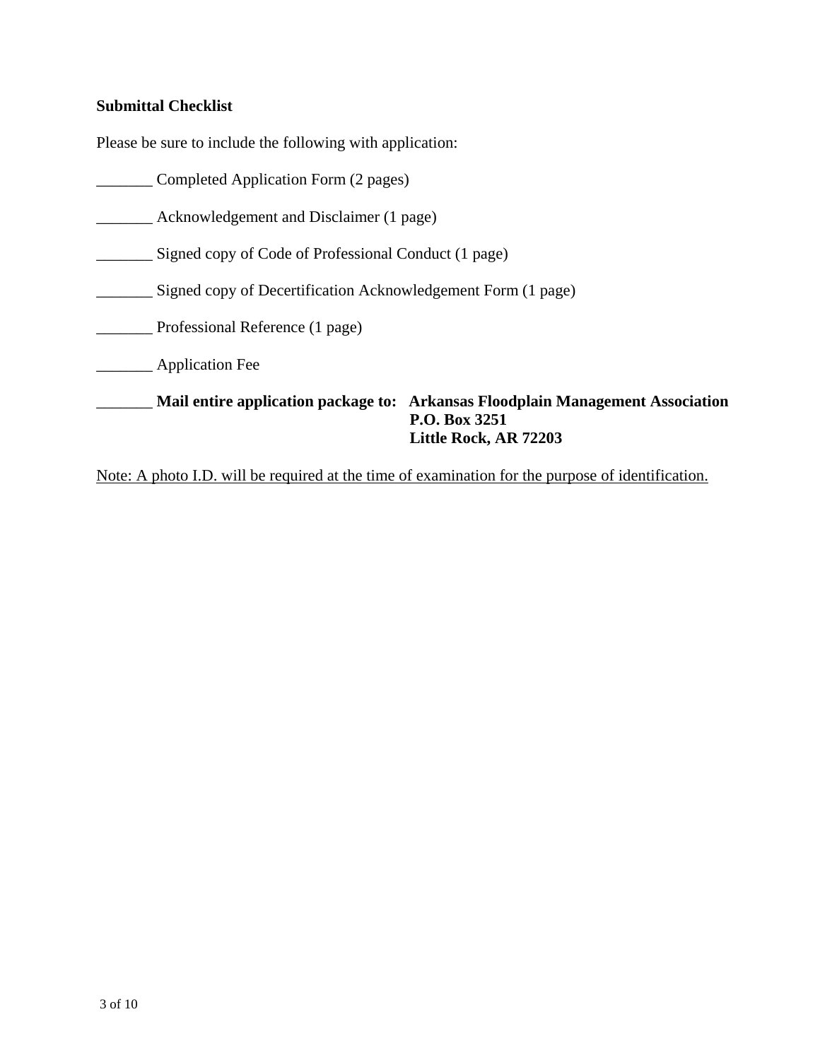**Submittal Checklist**

Please be sure to include the following with application:

_______ Completed Application Form (2 pages)

_______ Acknowledgement and Disclaimer (1 page)

_______ Signed copy of Code of Professional Conduct (1 page)

_______ Signed copy of Decertification Acknowledgement Form (1 page)

_______ Professional Reference (1 page)

_______ Application Fee

_______ **Mail entire application package to:** **Arkansas Floodplain Management Association**
**P.O. Box 3251**
**Little Rock, AR 72203**

<u>Note: A photo I.D. will be required at the time of examination for the purpose of identification.</u>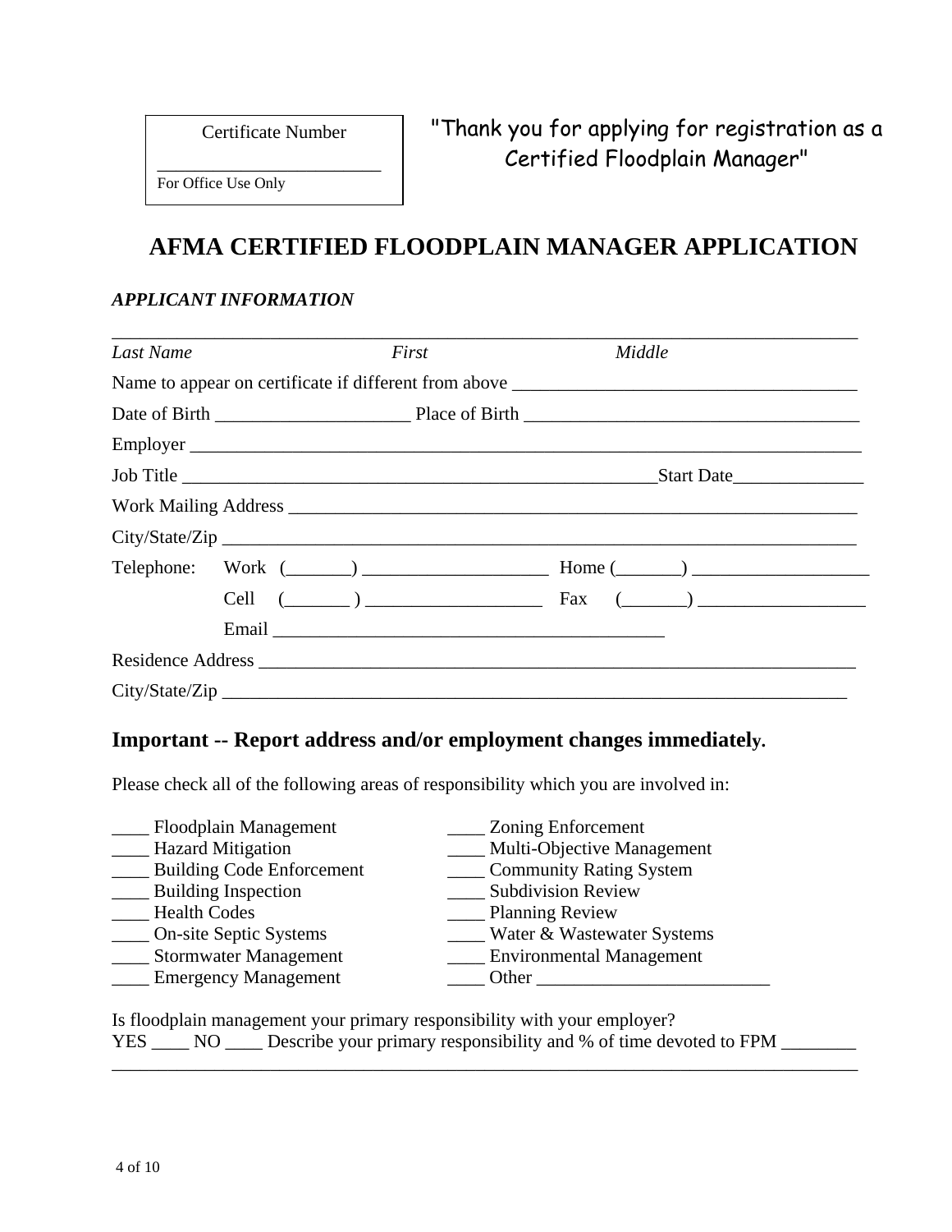Certificate Number

_______________________

For Office Use Only

"Thank you for applying for registration as a Certified Floodplain Manager"

# AFMA CERTIFIED FLOODPLAIN MANAGER APPLICATION

***APPLICANT INFORMATION***

___________________________________________________________________________

*Last Name* *First* *Middle*

Name to appear on certificate if different from above ___________________________________

Date of Birth ____________________ Place of Birth ___________________________________

Employer ___________________________________________________________________

Job Title ______________________________________________Start Date______________

Work Mailing Address ______________________________________________________

City/State/Zip ______________________________________________________________

Telephone: Work (_______) ____________________ Home (_______) ___________________

Cell (_______ ) ___________________ Fax (_______) __________________

Email __________________________________________

Residence Address __________________________________________________________

City/State/Zip ______________________________________________________________

## Important -- Report address and/or employment changes immediately.

Please check all of the following areas of responsibility which you are involved in:

____ Floodplain Management
____ Hazard Mitigation
____ Building Code Enforcement
____ Building Inspection
____ Health Codes
____ On-site Septic Systems
____ Stormwater Management
____ Emergency Management
____ Zoning Enforcement
____ Multi-Objective Management
____ Community Rating System
____ Subdivision Review
____ Planning Review
____ Water & Wastewater Systems
____ Environmental Management
____ Other _________________________

Is floodplain management your primary responsibility with your employer?
YES ____ NO ____ Describe your primary responsibility and % of time devoted to FPM ________
___________________________________________________________________________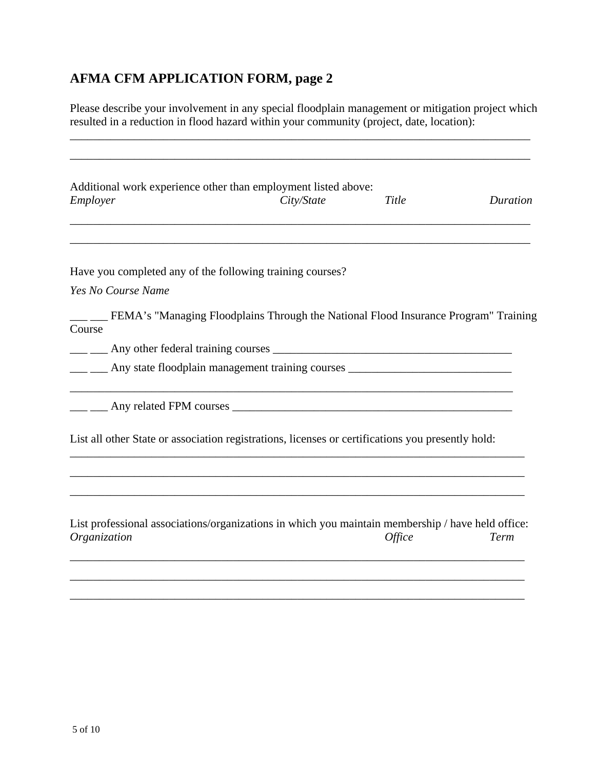## AFMA CFM APPLICATION FORM, page 2

Please describe your involvement in any special floodplain management or mitigation project which resulted in a reduction in flood hazard within your community (project, date, location):

_______________________________________________________________________________

_______________________________________________________________________________

Additional work experience other than employment listed above:

*Employer* *City/State* *Title* *Duration*

_______________________________________________________________________________

_______________________________________________________________________________

Have you completed any of the following training courses?

*Yes No Course Name*

___ ___ FEMA's "Managing Floodplains Through the National Flood Insurance Program" Training Course

___ ___ Any other federal training courses ________________________________________

___ ___ Any state floodplain management training courses ___________________________

_______________________________________________________________________________

___ ___ Any related FPM courses ________________________________________________

List all other State or association registrations, licenses or certifications you presently hold:

_______________________________________________________________________________

_______________________________________________________________________________

_______________________________________________________________________________

List professional associations/organizations in which you maintain membership / have held office:

*Organization* *Office* *Term*

_______________________________________________________________________________

_______________________________________________________________________________

_______________________________________________________________________________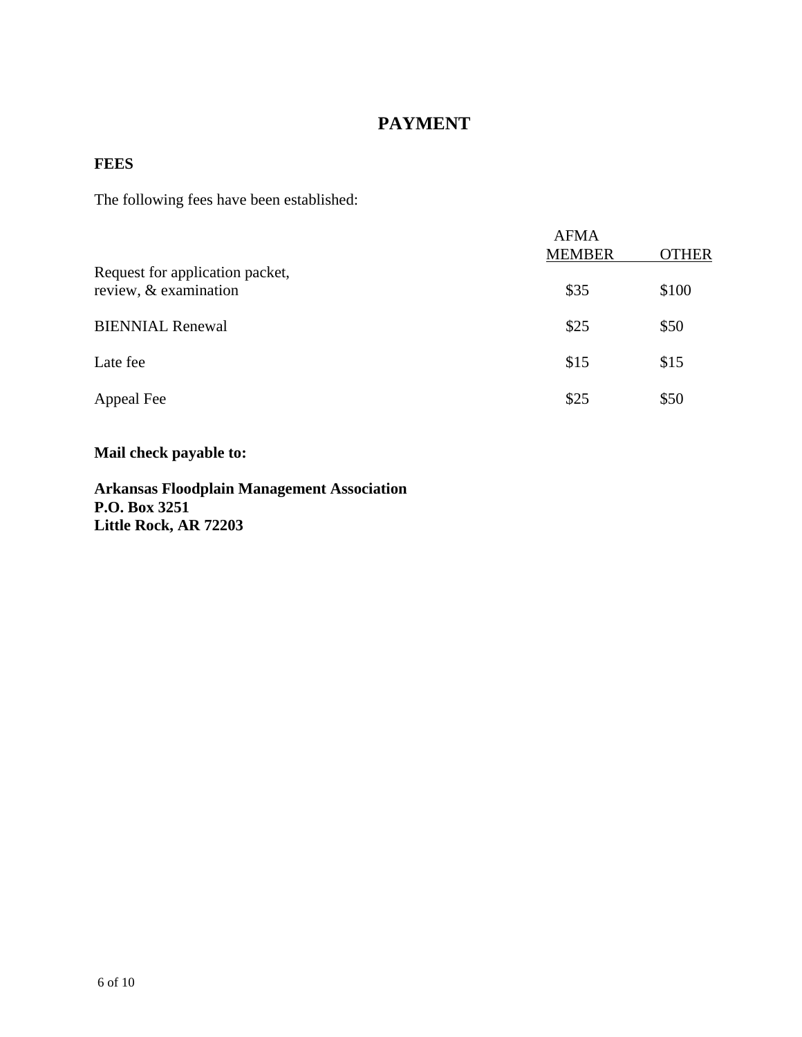# PAYMENT

## FEES

The following fees have been established:

| | AFMA MEMBER | OTHER |
|---|---|---|
| Request for application packet, review, & examination | $35 | $100 |
| BIENNIAL Renewal | $25 | $50 |
| Late fee | $15 | $15 |
| Appeal Fee | $25 | $50 |

**Mail check payable to:**

**Arkansas Floodplain Management Association**
**P.O. Box 3251**
**Little Rock, AR 72203**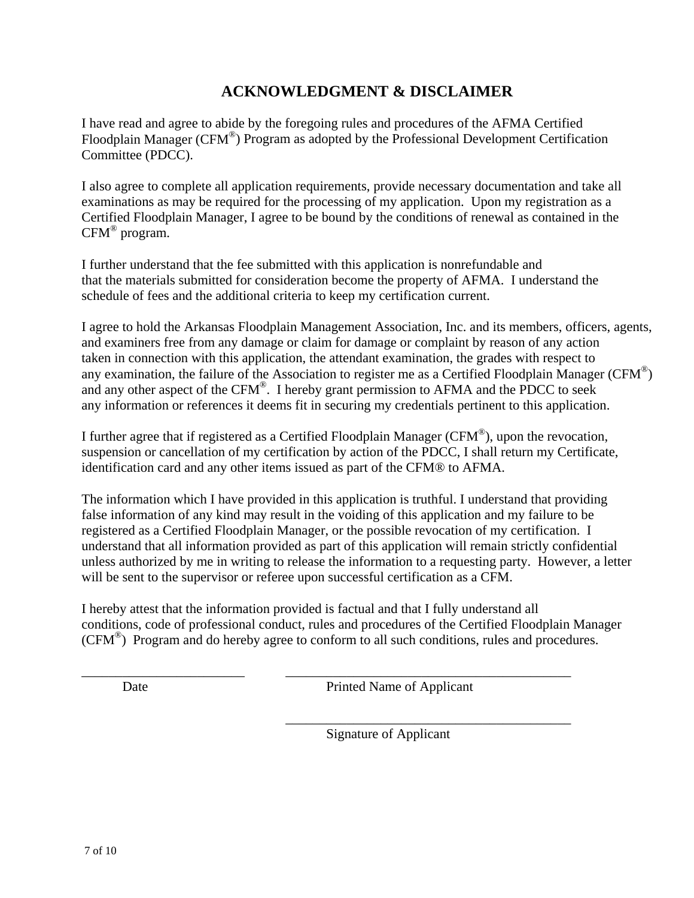# ACKNOWLEDGMENT & DISCLAIMER

I have read and agree to abide by the foregoing rules and procedures of the AFMA Certified Floodplain Manager (CFM®) Program as adopted by the Professional Development Certification Committee (PDCC).

I also agree to complete all application requirements, provide necessary documentation and take all examinations as may be required for the processing of my application. Upon my registration as a Certified Floodplain Manager, I agree to be bound by the conditions of renewal as contained in the CFM® program.

I further understand that the fee submitted with this application is nonrefundable and that the materials submitted for consideration become the property of AFMA. I understand the schedule of fees and the additional criteria to keep my certification current.

I agree to hold the Arkansas Floodplain Management Association, Inc. and its members, officers, agents, and examiners free from any damage or claim for damage or complaint by reason of any action taken in connection with this application, the attendant examination, the grades with respect to any examination, the failure of the Association to register me as a Certified Floodplain Manager (CFM®) and any other aspect of the CFM®. I hereby grant permission to AFMA and the PDCC to seek any information or references it deems fit in securing my credentials pertinent to this application.

I further agree that if registered as a Certified Floodplain Manager (CFM®), upon the revocation, suspension or cancellation of my certification by action of the PDCC, I shall return my Certificate, identification card and any other items issued as part of the CFM® to AFMA.

The information which I have provided in this application is truthful. I understand that providing false information of any kind may result in the voiding of this application and my failure to be registered as a Certified Floodplain Manager, or the possible revocation of my certification. I understand that all information provided as part of this application will remain strictly confidential unless authorized by me in writing to release the information to a requesting party. However, a letter will be sent to the supervisor or referee upon successful certification as a CFM.

I hereby attest that the information provided is factual and that I fully understand all conditions, code of professional conduct, rules and procedures of the Certified Floodplain Manager (CFM®) Program and do hereby agree to conform to all such conditions, rules and procedures.

________________________ ________________________________________

Date Printed Name of Applicant

________________________________________

Signature of Applicant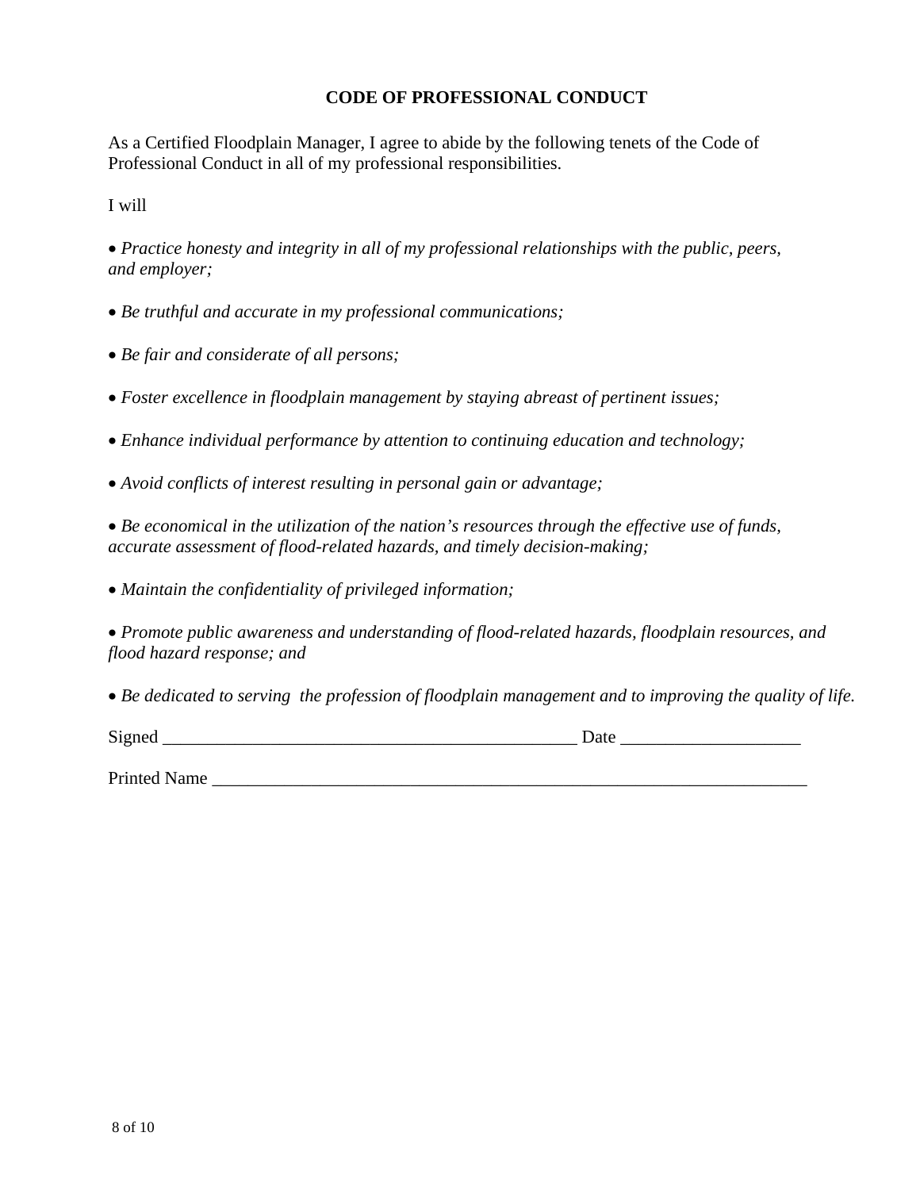## CODE OF PROFESSIONAL CONDUCT

As a Certified Floodplain Manager, I agree to abide by the following tenets of the Code of Professional Conduct in all of my professional responsibilities.

I will

- *Practice honesty and integrity in all of my professional relationships with the public, peers, and employer;*
- *Be truthful and accurate in my professional communications;*
- *Be fair and considerate of all persons;*
- *Foster excellence in floodplain management by staying abreast of pertinent issues;*
- *Enhance individual performance by attention to continuing education and technology;*
- *Avoid conflicts of interest resulting in personal gain or advantage;*
- *Be economical in the utilization of the nation's resources through the effective use of funds, accurate assessment of flood-related hazards, and timely decision-making;*
- *Maintain the confidentiality of privileged information;*
- *Promote public awareness and understanding of flood-related hazards, floodplain resources, and flood hazard response; and*
- *Be dedicated to serving the profession of floodplain management and to improving the quality of life.*

Signed _______________________________________________ Date ____________________

Printed Name ____________________________________________________________________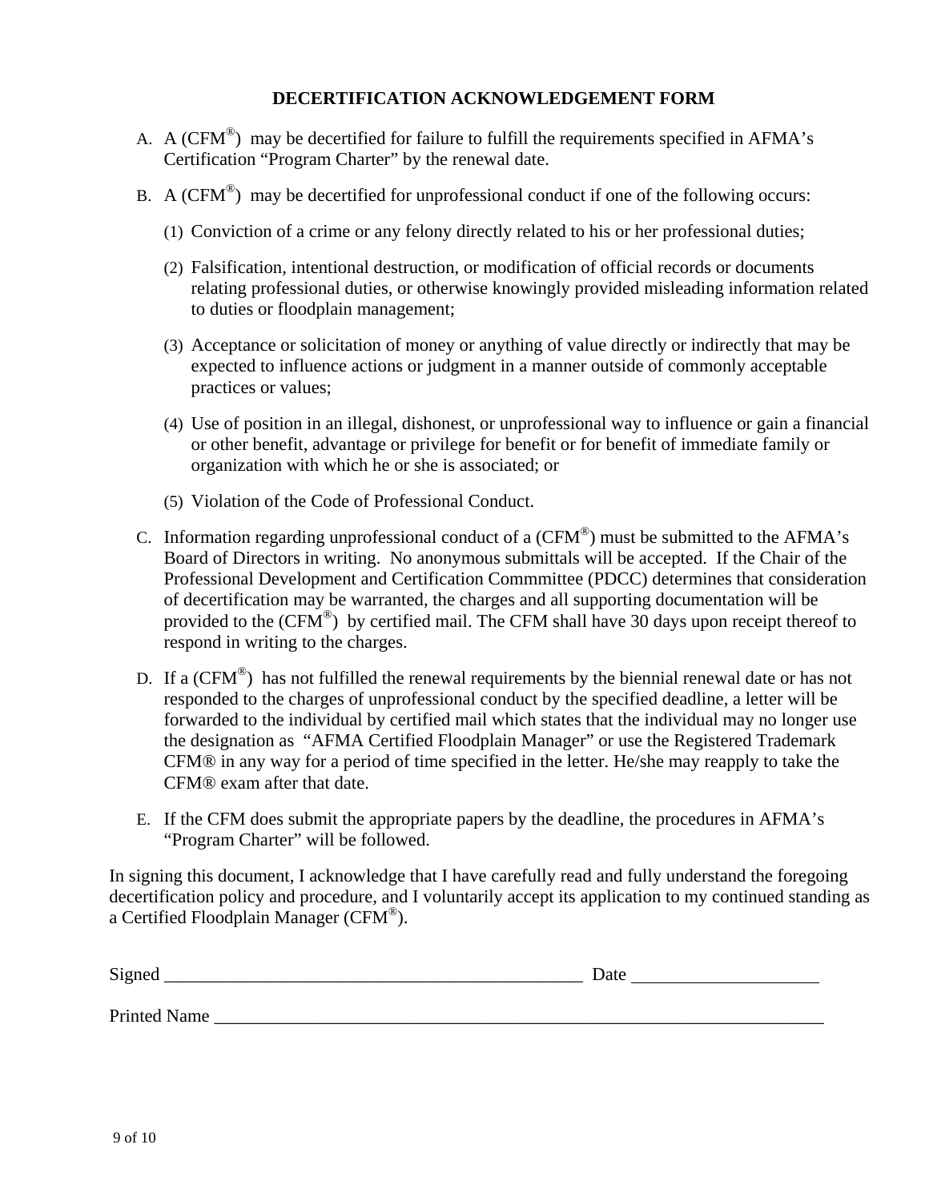## DECERTIFICATION ACKNOWLEDGEMENT FORM

A. A (CFM®) may be decertified for failure to fulfill the requirements specified in AFMA's Certification "Program Charter" by the renewal date.

B. A (CFM®) may be decertified for unprofessional conduct if one of the following occurs:

   (1) Conviction of a crime or any felony directly related to his or her professional duties;

   (2) Falsification, intentional destruction, or modification of official records or documents relating professional duties, or otherwise knowingly provided misleading information related to duties or floodplain management;

   (3) Acceptance or solicitation of money or anything of value directly or indirectly that may be expected to influence actions or judgment in a manner outside of commonly acceptable practices or values;

   (4) Use of position in an illegal, dishonest, or unprofessional way to influence or gain a financial or other benefit, advantage or privilege for benefit or for benefit of immediate family or organization with which he or she is associated; or

   (5) Violation of the Code of Professional Conduct.

C. Information regarding unprofessional conduct of a (CFM®) must be submitted to the AFMA's Board of Directors in writing. No anonymous submittals will be accepted. If the Chair of the Professional Development and Certification Commmittee (PDCC) determines that consideration of decertification may be warranted, the charges and all supporting documentation will be provided to the (CFM®) by certified mail. The CFM shall have 30 days upon receipt thereof to respond in writing to the charges.

D. If a (CFM®) has not fulfilled the renewal requirements by the biennial renewal date or has not responded to the charges of unprofessional conduct by the specified deadline, a letter will be forwarded to the individual by certified mail which states that the individual may no longer use the designation as "AFMA Certified Floodplain Manager" or use the Registered Trademark CFM® in any way for a period of time specified in the letter. He/she may reapply to take the CFM® exam after that date.

E. If the CFM does submit the appropriate papers by the deadline, the procedures in AFMA's "Program Charter" will be followed.

In signing this document, I acknowledge that I have carefully read and fully understand the foregoing decertification policy and procedure, and I voluntarily accept its application to my continued standing as a Certified Floodplain Manager (CFM®).

Signed _______________________________________________ Date ____________________

Printed Name ______________________________________________________________________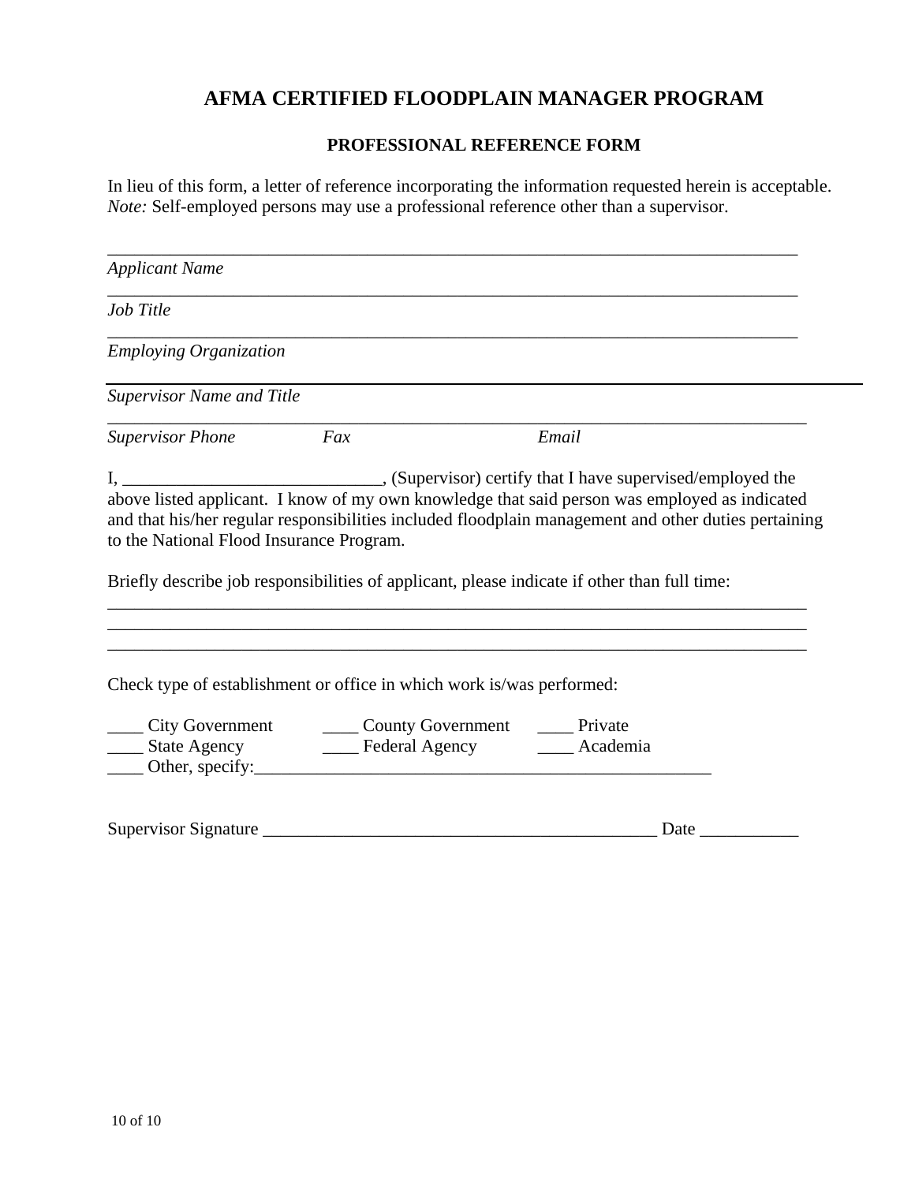# AFMA CERTIFIED FLOODPLAIN MANAGER PROGRAM

## PROFESSIONAL REFERENCE FORM

In lieu of this form, a letter of reference incorporating the information requested herein is acceptable. *Note:* Self-employed persons may use a professional reference other than a supervisor.

\_\_\_\_\_\_\_\_\_\_\_\_\_\_\_\_\_\_\_\_\_\_\_\_\_\_\_\_\_\_\_\_\_\_\_\_\_\_\_\_\_\_\_\_\_\_\_\_\_\_\_\_\_\_\_\_\_\_\_\_\_\_\_\_\_\_\_\_\_\_\_\_\_\_\_\_\_\_\_\_
*Applicant Name*

\_\_\_\_\_\_\_\_\_\_\_\_\_\_\_\_\_\_\_\_\_\_\_\_\_\_\_\_\_\_\_\_\_\_\_\_\_\_\_\_\_\_\_\_\_\_\_\_\_\_\_\_\_\_\_\_\_\_\_\_\_\_\_\_\_\_\_\_\_\_\_\_\_\_\_\_\_\_\_\_
*Job Title*

\_\_\_\_\_\_\_\_\_\_\_\_\_\_\_\_\_\_\_\_\_\_\_\_\_\_\_\_\_\_\_\_\_\_\_\_\_\_\_\_\_\_\_\_\_\_\_\_\_\_\_\_\_\_\_\_\_\_\_\_\_\_\_\_\_\_\_\_\_\_\_\_\_\_\_\_\_\_\_\_
*Employing Organization*

\_\_\_\_\_\_\_\_\_\_\_\_\_\_\_\_\_\_\_\_\_\_\_\_\_\_\_\_\_\_\_\_\_\_\_\_\_\_\_\_\_\_\_\_\_\_\_\_\_\_\_\_\_\_\_\_\_\_\_\_\_\_\_\_\_\_\_\_\_\_\_\_\_\_\_\_\_\_\_\_
*Supervisor Name and Title*

\_\_\_\_\_\_\_\_\_\_\_\_\_\_\_\_\_\_\_\_\_\_\_\_\_\_\_\_\_\_\_\_\_\_\_\_\_\_\_\_\_\_\_\_\_\_\_\_\_\_\_\_\_\_\_\_\_\_\_\_\_\_\_\_\_\_\_\_\_\_\_\_\_\_\_\_\_\_\_\_
*Supervisor Phone* *Fax* *Email*

I, \_\_\_\_\_\_\_\_\_\_\_\_\_\_\_\_\_\_\_\_\_\_\_\_\_\_\_\_, (Supervisor) certify that I have supervised/employed the above listed applicant. I know of my own knowledge that said person was employed as indicated and that his/her regular responsibilities included floodplain management and other duties pertaining to the National Flood Insurance Program.

Briefly describe job responsibilities of applicant, please indicate if other than full time:

\_\_\_\_\_\_\_\_\_\_\_\_\_\_\_\_\_\_\_\_\_\_\_\_\_\_\_\_\_\_\_\_\_\_\_\_\_\_\_\_\_\_\_\_\_\_\_\_\_\_\_\_\_\_\_\_\_\_\_\_\_\_\_\_\_\_\_\_\_\_\_\_\_\_\_\_\_\_\_\_
\_\_\_\_\_\_\_\_\_\_\_\_\_\_\_\_\_\_\_\_\_\_\_\_\_\_\_\_\_\_\_\_\_\_\_\_\_\_\_\_\_\_\_\_\_\_\_\_\_\_\_\_\_\_\_\_\_\_\_\_\_\_\_\_\_\_\_\_\_\_\_\_\_\_\_\_\_\_\_\_
\_\_\_\_\_\_\_\_\_\_\_\_\_\_\_\_\_\_\_\_\_\_\_\_\_\_\_\_\_\_\_\_\_\_\_\_\_\_\_\_\_\_\_\_\_\_\_\_\_\_\_\_\_\_\_\_\_\_\_\_\_\_\_\_\_\_\_\_\_\_\_\_\_\_\_\_\_\_\_\_

Check type of establishment or office in which work is/was performed:

\_\_\_\_ City Government \_\_\_\_ County Government \_\_\_\_ Private
\_\_\_\_ State Agency \_\_\_\_ Federal Agency \_\_\_\_ Academia
\_\_\_\_ Other, specify:\_\_\_\_\_\_\_\_\_\_\_\_\_\_\_\_\_\_\_\_\_\_\_\_\_\_\_\_\_\_\_\_\_\_\_\_\_\_\_\_\_\_\_\_\_\_\_\_\_\_\_\_

Supervisor Signature \_\_\_\_\_\_\_\_\_\_\_\_\_\_\_\_\_\_\_\_\_\_\_\_\_\_\_\_\_\_\_\_\_\_\_\_\_\_\_\_\_\_\_\_\_ Date \_\_\_\_\_\_\_\_\_\_\_